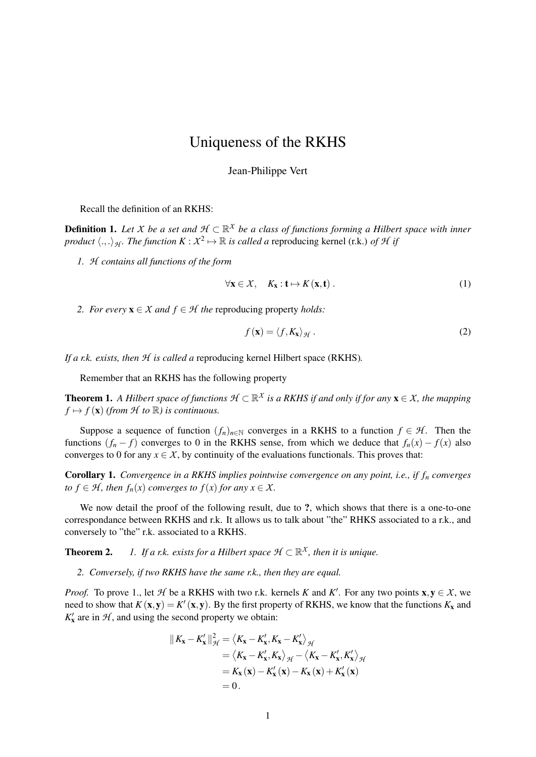// Uniqueness of the RKHS

Jean-Philippe Vert

Recall the definition of an RKHS:

**Definition 1.** *Let $\mathcal{X}$ be a set and $\mathcal{H} \subset \mathbb{R}^{\mathcal{X}}$ be a class of functions forming a Hilbert space with inner product $\langle .,. \rangle_{\mathcal{H}}$. The function $K : \mathcal{X}^2 \mapsto \mathbb{R}$ is called a* reproducing kernel (r.k.) *of $\mathcal{H}$ if*

1. *$\mathcal{H}$ contains all functions of the form*

$$\forall \mathbf{x} \in \mathcal{X}, \quad K_{\mathbf{x}} : \mathbf{t} \mapsto K(\mathbf{x}, \mathbf{t}) \,. \tag{1}$$

2. *For every $\mathbf{x} \in \mathcal{X}$ and $f \in \mathcal{H}$ the* reproducing property *holds:*

$$f(\mathbf{x}) = \langle f, K_{\mathbf{x}} \rangle_{\mathcal{H}} \,. \tag{2}$$

*If a r.k. exists, then $\mathcal{H}$ is called a* reproducing kernel Hilbert space (RKHS)*.*

Remember that an RKHS has the following property

**Theorem 1.** *A Hilbert space of functions $\mathcal{H} \subset \mathbb{R}^{\mathcal{X}}$ is a RKHS if and only if for any $\mathbf{x} \in \mathcal{X}$, the mapping $f \mapsto f(\mathbf{x})$ (from $\mathcal{H}$ to $\mathbb{R}$) is continuous.*

Suppose a sequence of function $(f_n)_{n \in \mathbb{N}}$ converges in a RKHS to a function $f \in \mathcal{H}$. Then the functions $(f_n - f)$ converges to 0 in the RKHS sense, from which we deduce that $f_n(x) - f(x)$ also converges to 0 for any $x \in \mathcal{X}$, by continuity of the evaluations functionals. This proves that:

**Corollary 1.** *Convergence in a RKHS implies pointwise convergence on any point, i.e., if $f_n$ converges to $f \in \mathcal{H}$, then $f_n(x)$ converges to $f(x)$ for any $x \in \mathcal{X}$.*

We now detail the proof of the following result, due to **?**, which shows that there is a one-to-one correspondance between RKHS and r.k. It allows us to talk about "the" RHKS associated to a r.k., and conversely to "the" r.k. associated to a RKHS.

**Theorem 2.**

1. *If a r.k. exists for a Hilbert space $\mathcal{H} \subset \mathbb{R}^{\mathcal{X}}$, then it is unique.*
2. *Conversely, if two RKHS have the same r.k., then they are equal.*

*Proof.* To prove 1., let $\mathcal{H}$ be a RKHS with two r.k. kernels $K$ and $K'$. For any two points $\mathbf{x}, \mathbf{y} \in \mathcal{X}$, we need to show that $K(\mathbf{x}, \mathbf{y}) = K'(\mathbf{x}, \mathbf{y})$. By the first property of RKHS, we know that the functions $K_{\mathbf{x}}$ and $K'_{\mathbf{x}}$ are in $\mathcal{H}$, and using the second property we obtain:

$$\begin{aligned}
\| K_{\mathbf{x}} - K'_{\mathbf{x}} \|^2_{\mathcal{H}} &= \left\langle K_{\mathbf{x}} - K'_{\mathbf{x}}, K_{\mathbf{x}} - K'_{\mathbf{x}} \right\rangle_{\mathcal{H}} \\
&= \left\langle K_{\mathbf{x}} - K'_{\mathbf{x}}, K_{\mathbf{x}} \right\rangle_{\mathcal{H}} - \left\langle K_{\mathbf{x}} - K'_{\mathbf{x}}, K'_{\mathbf{x}} \right\rangle_{\mathcal{H}} \\
&= K_{\mathbf{x}}(\mathbf{x}) - K'_{\mathbf{x}}(\mathbf{x}) - K_{\mathbf{x}}(\mathbf{x}) + K'_{\mathbf{x}}(\mathbf{x}) \\
&= 0 \,.
\end{aligned}$$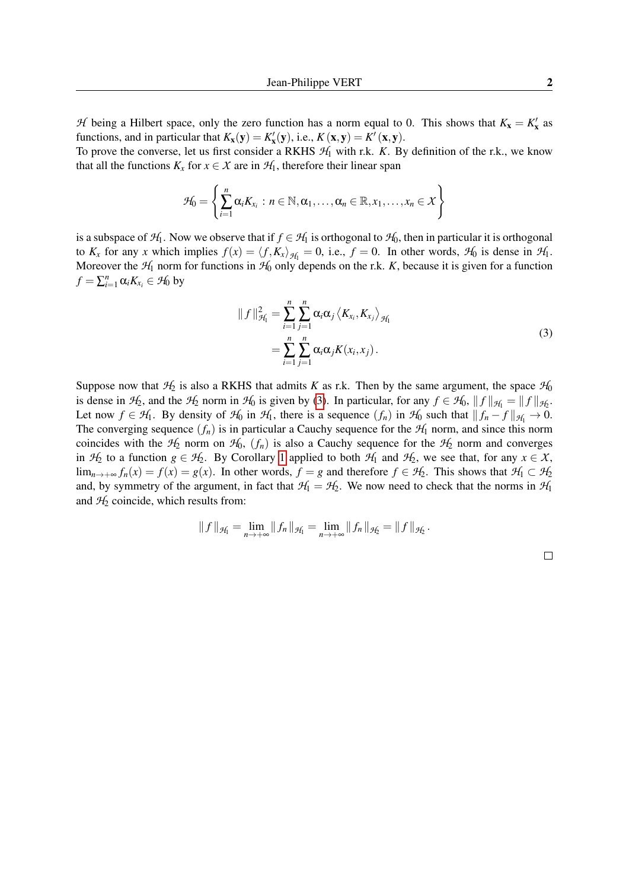$\mathcal{H}$ being a Hilbert space, only the zero function has a norm equal to 0. This shows that $K_{\mathbf{x}} = K'_{\mathbf{x}}$ as functions, and in particular that $K_{\mathbf{x}}(\mathbf{y}) = K'_{\mathbf{x}}(\mathbf{y})$, i.e., $K(\mathbf{x}, \mathbf{y}) = K'(\mathbf{x}, \mathbf{y})$.

To prove the converse, let us first consider a RKHS $\mathcal{H}_1$ with r.k. $K$. By definition of the r.k., we know that all the functions $K_x$ for $x \in \mathcal{X}$ are in $\mathcal{H}_1$, therefore their linear span

$$\mathcal{H}_0 = \left\{ \sum_{i=1}^{n} \alpha_i K_{x_i} : n \in \mathbb{N}, \alpha_1, \ldots, \alpha_n \in \mathbb{R}, x_1, \ldots, x_n \in \mathcal{X} \right\}$$

is a subspace of $\mathcal{H}_1$. Now we observe that if $f \in \mathcal{H}_1$ is orthogonal to $\mathcal{H}_0$, then in particular it is orthogonal to $K_x$ for any $x$ which implies $f(x) = \langle f, K_x \rangle_{\mathcal{H}_1} = 0$, i.e., $f = 0$. In other words, $\mathcal{H}_0$ is dense in $\mathcal{H}_1$. Moreover the $\mathcal{H}_1$ norm for functions in $\mathcal{H}_0$ only depends on the r.k. $K$, because it is given for a function $f = \sum_{i=1}^{n} \alpha_i K_{x_i} \in \mathcal{H}_0$ by

$$\begin{aligned}
\| f \|_{\mathcal{H}_1}^2 &= \sum_{i=1}^{n} \sum_{j=1}^{n} \alpha_i \alpha_j \left\langle K_{x_i}, K_{x_j} \right\rangle_{\mathcal{H}_1} \\
&= \sum_{i=1}^{n} \sum_{j=1}^{n} \alpha_i \alpha_j K(x_i, x_j) \,.
\end{aligned} \tag{3}$$

Suppose now that $\mathcal{H}_2$ is also a RKHS that admits $K$ as r.k. Then by the same argument, the space $\mathcal{H}_0$ is dense in $\mathcal{H}_2$, and the $\mathcal{H}_2$ norm in $\mathcal{H}_0$ is given by (3). In particular, for any $f \in \mathcal{H}_0$, $\| f \|_{\mathcal{H}_1} = \| f \|_{\mathcal{H}_2}$. Let now $f \in \mathcal{H}_1$. By density of $\mathcal{H}_0$ in $\mathcal{H}_1$, there is a sequence $(f_n)$ in $\mathcal{H}_0$ such that $\| f_n - f \|_{\mathcal{H}_1} \to 0$. The converging sequence $(f_n)$ is in particular a Cauchy sequence for the $\mathcal{H}_1$ norm, and since this norm coincides with the $\mathcal{H}_2$ norm on $\mathcal{H}_0$, $(f_n)$ is also a Cauchy sequence for the $\mathcal{H}_2$ norm and converges in $\mathcal{H}_2$ to a function $g \in \mathcal{H}_2$. By Corollary 1 applied to both $\mathcal{H}_1$ and $\mathcal{H}_2$, we see that, for any $x \in \mathcal{X}$, $\lim_{n \to +\infty} f_n(x) = f(x) = g(x)$. In other words, $f = g$ and therefore $f \in \mathcal{H}_2$. This shows that $\mathcal{H}_1 \subset \mathcal{H}_2$ and, by symmetry of the argument, in fact that $\mathcal{H}_1 = \mathcal{H}_2$. We now need to check that the norms in $\mathcal{H}_1$ and $\mathcal{H}_2$ coincide, which results from:

$$\| f \|_{\mathcal{H}_1} = \lim_{n \to +\infty} \| f_n \|_{\mathcal{H}_1} = \lim_{n \to +\infty} \| f_n \|_{\mathcal{H}_2} = \| f \|_{\mathcal{H}_2} \,.$$

□